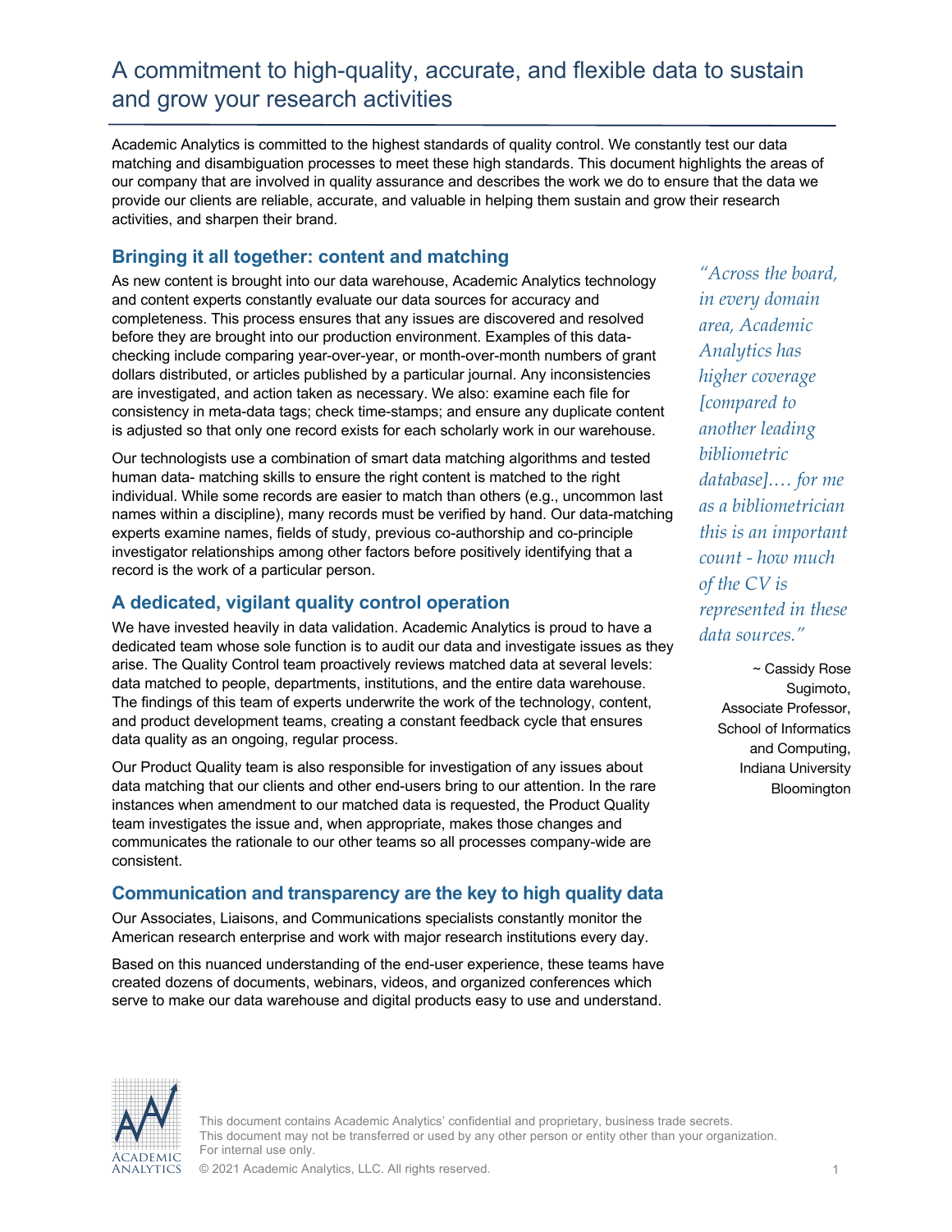# A commitment to high-quality, accurate, and flexible data to sustain and grow your research activities

Academic Analytics is committed to the highest standards of quality control. We constantly test our data matching and disambiguation processes to meet these high standards. This document highlights the areas of our company that are involved in quality assurance and describes the work we do to ensure that the data we provide our clients are reliable, accurate, and valuable in helping them sustain and grow their research activities, and sharpen their brand.

## Bringing it all together: content and matching

As new content is brought into our data warehouse, Academic Analytics technology and content experts constantly evaluate our data sources for accuracy and completeness. This process ensures that any issues are discovered and resolved before they are brought into our production environment. Examples of this data-checking include comparing year-over-year, or month-over-month numbers of grant dollars distributed, or articles published by a particular journal. Any inconsistencies are investigated, and action taken as necessary. We also: examine each file for consistency in meta-data tags; check time-stamps; and ensure any duplicate content is adjusted so that only one record exists for each scholarly work in our warehouse.

Our technologists use a combination of smart data matching algorithms and tested human data- matching skills to ensure the right content is matched to the right individual. While some records are easier to match than others (e.g., uncommon last names within a discipline), many records must be verified by hand. Our data-matching experts examine names, fields of study, previous co-authorship and co-principle investigator relationships among other factors before positively identifying that a record is the work of a particular person.

> *"Across the board, in every domain area, Academic Analytics has higher coverage [compared to another leading bibliometric database]…. for me as a bibliometrician this is an important count - how much of the CV is represented in these data sources."*
>
> ~ Cassidy Rose Sugimoto, Associate Professor, School of Informatics and Computing, Indiana University Bloomington

## A dedicated, vigilant quality control operation

We have invested heavily in data validation. Academic Analytics is proud to have a dedicated team whose sole function is to audit our data and investigate issues as they arise. The Quality Control team proactively reviews matched data at several levels: data matched to people, departments, institutions, and the entire data warehouse. The findings of this team of experts underwrite the work of the technology, content, and product development teams, creating a constant feedback cycle that ensures data quality as an ongoing, regular process.

Our Product Quality team is also responsible for investigation of any issues about data matching that our clients and other end-users bring to our attention. In the rare instances when amendment to our matched data is requested, the Product Quality team investigates the issue and, when appropriate, makes those changes and communicates the rationale to our other teams so all processes company-wide are consistent.

## Communication and transparency are the key to high quality data

Our Associates, Liaisons, and Communications specialists constantly monitor the American research enterprise and work with major research institutions every day.

Based on this nuanced understanding of the end-user experience, these teams have created dozens of documents, webinars, videos, and organized conferences which serve to make our data warehouse and digital products easy to use and understand.

This document contains Academic Analytics' confidential and proprietary, business trade secrets. This document may not be transferred or used by any other person or entity other than your organization. For internal use only.

© 2021 Academic Analytics, LLC. All rights reserved.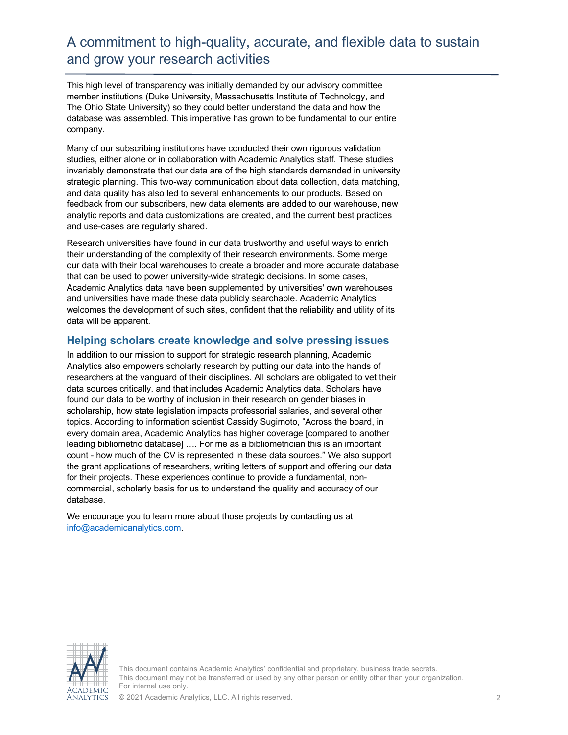# A commitment to high-quality, accurate, and flexible data to sustain and grow your research activities

This high level of transparency was initially demanded by our advisory committee member institutions (Duke University, Massachusetts Institute of Technology, and The Ohio State University) so they could better understand the data and how the database was assembled. This imperative has grown to be fundamental to our entire company.

Many of our subscribing institutions have conducted their own rigorous validation studies, either alone or in collaboration with Academic Analytics staff. These studies invariably demonstrate that our data are of the high standards demanded in university strategic planning. This two-way communication about data collection, data matching, and data quality has also led to several enhancements to our products. Based on feedback from our subscribers, new data elements are added to our warehouse, new analytic reports and data customizations are created, and the current best practices and use-cases are regularly shared.

Research universities have found in our data trustworthy and useful ways to enrich their understanding of the complexity of their research environments. Some merge our data with their local warehouses to create a broader and more accurate database that can be used to power university-wide strategic decisions. In some cases, Academic Analytics data have been supplemented by universities' own warehouses and universities have made these data publicly searchable. Academic Analytics welcomes the development of such sites, confident that the reliability and utility of its data will be apparent.

## Helping scholars create knowledge and solve pressing issues

In addition to our mission to support for strategic research planning, Academic Analytics also empowers scholarly research by putting our data into the hands of researchers at the vanguard of their disciplines. All scholars are obligated to vet their data sources critically, and that includes Academic Analytics data. Scholars have found our data to be worthy of inclusion in their research on gender biases in scholarship, how state legislation impacts professorial salaries, and several other topics. According to information scientist Cassidy Sugimoto, "Across the board, in every domain area, Academic Analytics has higher coverage [compared to another leading bibliometric database] …. For me as a bibliometrician this is an important count - how much of the CV is represented in these data sources." We also support the grant applications of researchers, writing letters of support and offering our data for their projects. These experiences continue to provide a fundamental, non-commercial, scholarly basis for us to understand the quality and accuracy of our database.

We encourage you to learn more about those projects by contacting us at [info@academicanalytics.com](mailto:info@academicanalytics.com).

This document contains Academic Analytics' confidential and proprietary, business trade secrets. This document may not be transferred or used by any other person or entity other than your organization. For internal use only.

© 2021 Academic Analytics, LLC. All rights reserved.